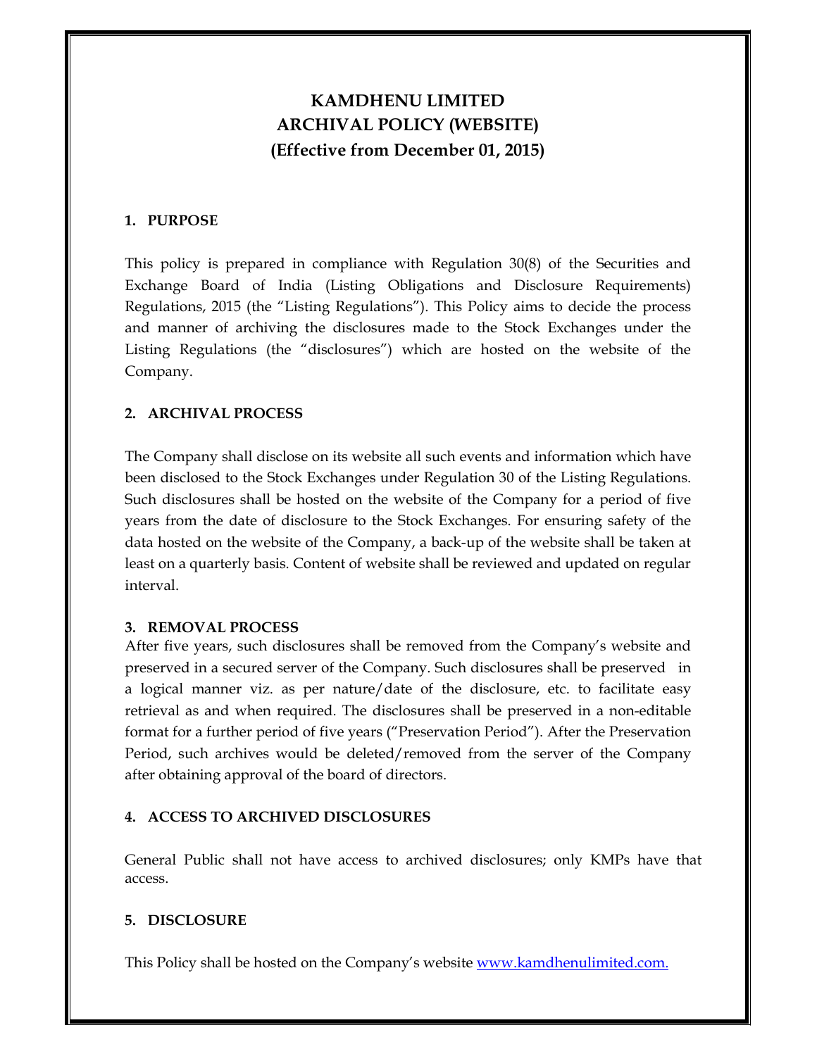# KAMDHENU LIMITED
# ARCHIVAL POLICY (WEBSITE)
# (Effective from December 01, 2015)

## 1. PURPOSE

This policy is prepared in compliance with Regulation 30(8) of the Securities and Exchange Board of India (Listing Obligations and Disclosure Requirements) Regulations, 2015 (the "Listing Regulations"). This Policy aims to decide the process and manner of archiving the disclosures made to the Stock Exchanges under the Listing Regulations (the "disclosures") which are hosted on the website of the Company.

## 2. ARCHIVAL PROCESS

The Company shall disclose on its website all such events and information which have been disclosed to the Stock Exchanges under Regulation 30 of the Listing Regulations. Such disclosures shall be hosted on the website of the Company for a period of five years from the date of disclosure to the Stock Exchanges. For ensuring safety of the data hosted on the website of the Company, a back-up of the website shall be taken at least on a quarterly basis. Content of website shall be reviewed and updated on regular interval.

## 3. REMOVAL PROCESS

After five years, such disclosures shall be removed from the Company's website and preserved in a secured server of the Company. Such disclosures shall be preserved in a logical manner viz. as per nature/date of the disclosure, etc. to facilitate easy retrieval as and when required. The disclosures shall be preserved in a non-editable format for a further period of five years ("Preservation Period"). After the Preservation Period, such archives would be deleted/removed from the server of the Company after obtaining approval of the board of directors.

## 4. ACCESS TO ARCHIVED DISCLOSURES

General Public shall not have access to archived disclosures; only KMPs have that access.

## 5. DISCLOSURE

This Policy shall be hosted on the Company's website [www.kamdhenulimited.com.](http://www.kamdhenulimited.com)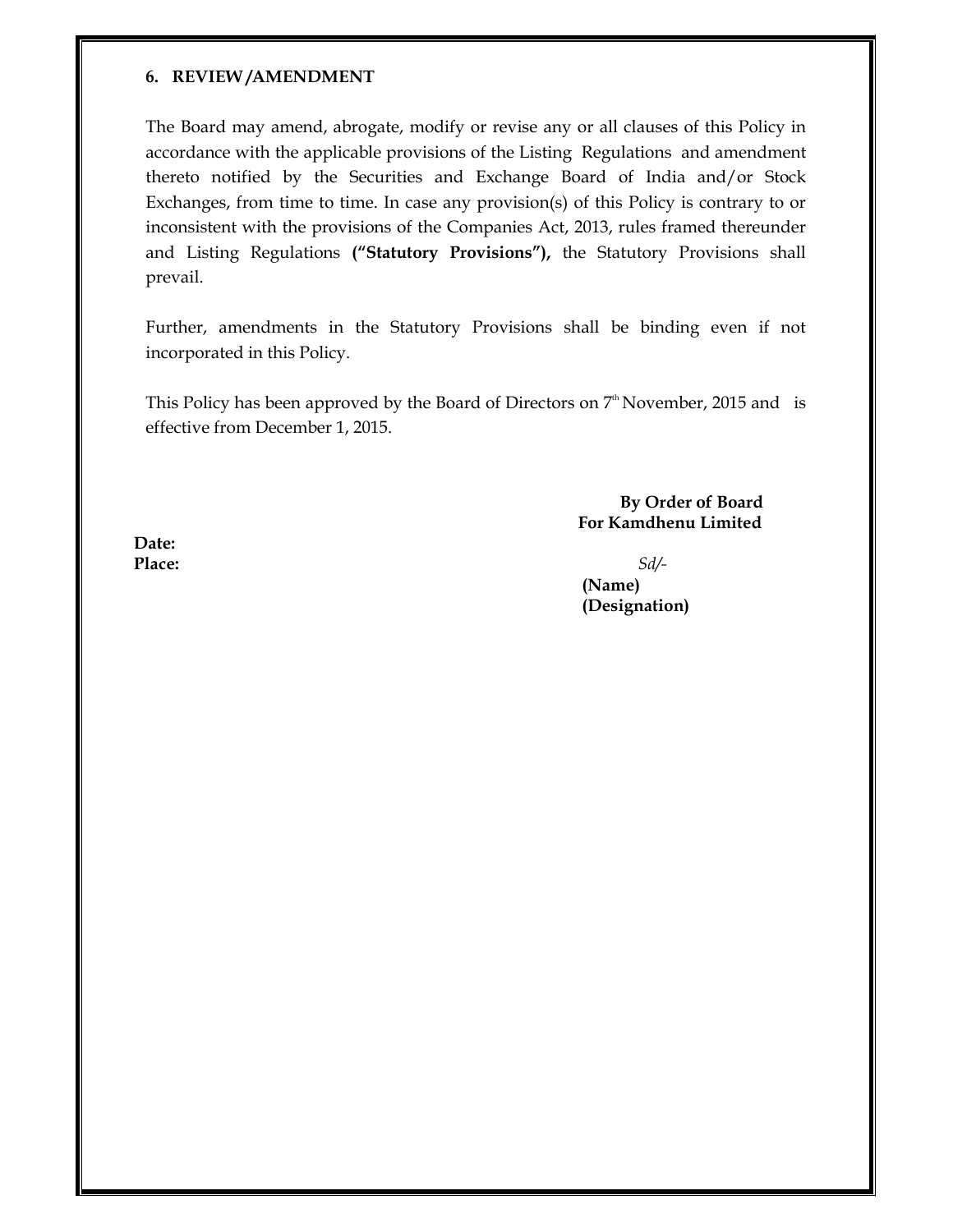## 6. REVIEW/AMENDMENT

The Board may amend, abrogate, modify or revise any or all clauses of this Policy in accordance with the applicable provisions of the Listing Regulations and amendment thereto notified by the Securities and Exchange Board of India and/or Stock Exchanges, from time to time. In case any provision(s) of this Policy is contrary to or inconsistent with the provisions of the Companies Act, 2013, rules framed thereunder and Listing Regulations **("Statutory Provisions"),** the Statutory Provisions shall prevail.

Further, amendments in the Statutory Provisions shall be binding even if not incorporated in this Policy.

This Policy has been approved by the Board of Directors on 7th November, 2015 and is effective from December 1, 2015.

**By Order of Board**
**For Kamdhenu Limited**

**Date:**
**Place:**

*Sd/-*
**(Name)**
**(Designation)**